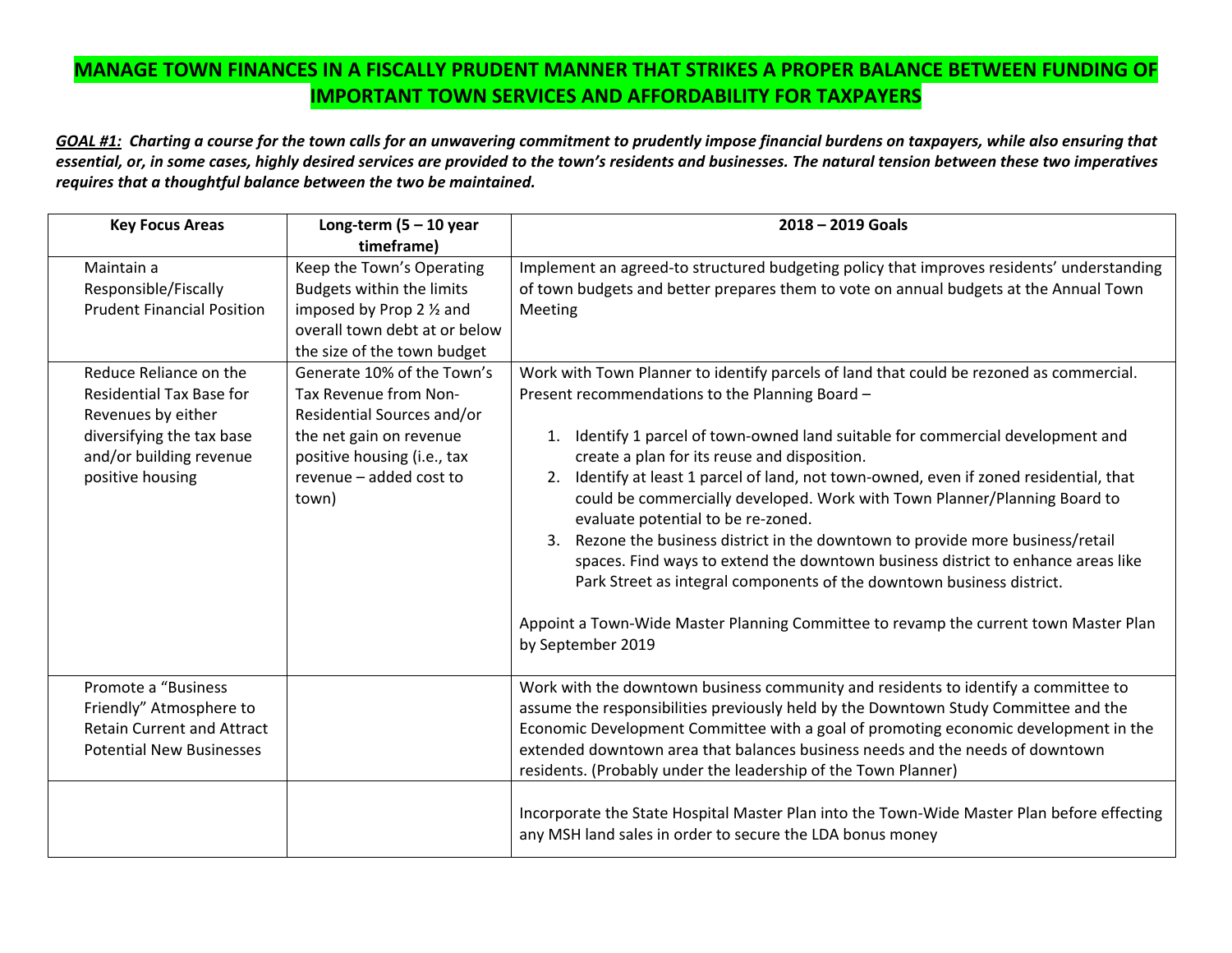# MANAGE TOWN FINANCES IN A FISCALLY PRUDENT MANNER THAT STRIKES A PROPER BALANCE BETWEEN FUNDING OF IMPORTANT TOWN SERVICES AND AFFORDABILITY FOR TAXPAYERS

***GOAL #1:** Charting a course for the town calls for an unwavering commitment to prudently impose financial burdens on taxpayers, while also ensuring that essential, or, in some cases, highly desired services are provided to the town's residents and businesses. The natural tension between these two imperatives requires that a thoughtful balance between the two be maintained.*

| Key Focus Areas | Long-term (5 – 10 year timeframe) | 2018 – 2019 Goals |
|---|---|---|
| Maintain a Responsible/Fiscally Prudent Financial Position | Keep the Town's Operating Budgets within the limits imposed by Prop 2 ½ and overall town debt at or below the size of the town budget | Implement an agreed-to structured budgeting policy that improves residents' understanding of town budgets and better prepares them to vote on annual budgets at the Annual Town Meeting |
| Reduce Reliance on the Residential Tax Base for Revenues by either diversifying the tax base and/or building revenue positive housing | Generate 10% of the Town's Tax Revenue from Non-Residential Sources and/or the net gain on revenue positive housing (i.e., tax revenue – added cost to town) | Work with Town Planner to identify parcels of land that could be rezoned as commercial. Present recommendations to the Planning Board –<br><br>1. Identify 1 parcel of town-owned land suitable for commercial development and create a plan for its reuse and disposition.<br>2. Identify at least 1 parcel of land, not town-owned, even if zoned residential, that could be commercially developed. Work with Town Planner/Planning Board to evaluate potential to be re-zoned.<br>3. Rezone the business district in the downtown to provide more business/retail spaces. Find ways to extend the downtown business district to enhance areas like Park Street as integral components of the downtown business district.<br><br>Appoint a Town-Wide Master Planning Committee to revamp the current town Master Plan by September 2019 |
| Promote a "Business Friendly" Atmosphere to Retain Current and Attract Potential New Businesses | | Work with the downtown business community and residents to identify a committee to assume the responsibilities previously held by the Downtown Study Committee and the Economic Development Committee with a goal of promoting economic development in the extended downtown area that balances business needs and the needs of downtown residents. (Probably under the leadership of the Town Planner) |
| | | Incorporate the State Hospital Master Plan into the Town-Wide Master Plan before effecting any MSH land sales in order to secure the LDA bonus money |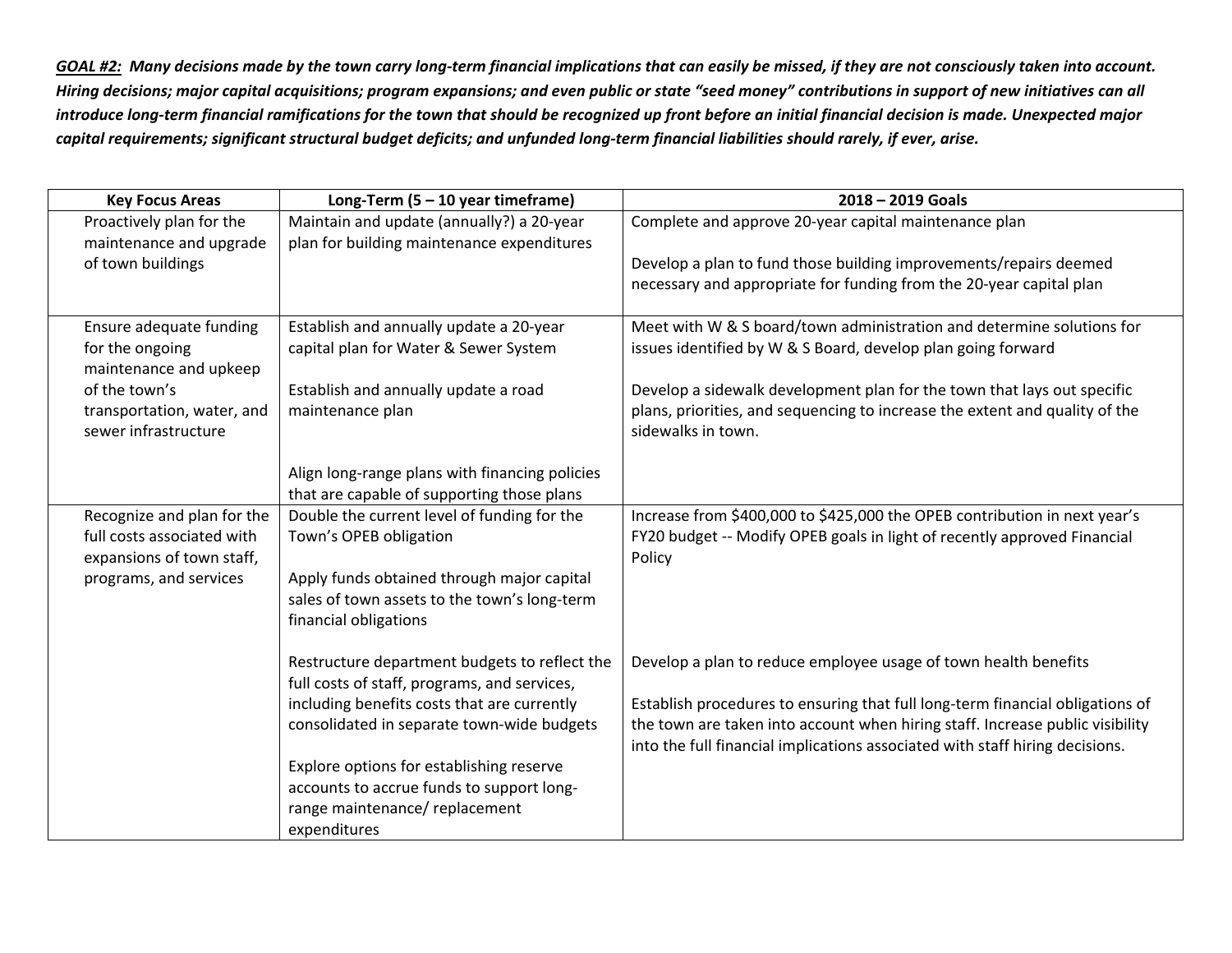***<u>GOAL #2:</u> Many decisions made by the town carry long-term financial implications that can easily be missed, if they are not consciously taken into account. Hiring decisions; major capital acquisitions; program expansions; and even public or state "seed money" contributions in support of new initiatives can all introduce long-term financial ramifications for the town that should be recognized up front before an initial financial decision is made. Unexpected major capital requirements; significant structural budget deficits; and unfunded long-term financial liabilities should rarely, if ever, arise.***

| Key Focus Areas | Long-Term (5 – 10 year timeframe) | 2018 – 2019 Goals |
|---|---|---|
| Proactively plan for the maintenance and upgrade of town buildings | Maintain and update (annually?) a 20-year plan for building maintenance expenditures | Complete and approve 20-year capital maintenance plan<br><br>Develop a plan to fund those building improvements/repairs deemed necessary and appropriate for funding from the 20-year capital plan |
| Ensure adequate funding for the ongoing maintenance and upkeep of the town's transportation, water, and sewer infrastructure | Establish and annually update a 20-year capital plan for Water & Sewer System<br><br>Establish and annually update a road maintenance plan<br><br>Align long-range plans with financing policies that are capable of supporting those plans | Meet with W & S board/town administration and determine solutions for issues identified by W & S Board, develop plan going forward<br><br>Develop a sidewalk development plan for the town that lays out specific plans, priorities, and sequencing to increase the extent and quality of the sidewalks in town. |
| Recognize and plan for the full costs associated with expansions of town staff, programs, and services | Double the current level of funding for the Town's OPEB obligation<br><br>Apply funds obtained through major capital sales of town assets to the town's long-term financial obligations<br><br>Restructure department budgets to reflect the full costs of staff, programs, and services, including benefits costs that are currently consolidated in separate town-wide budgets<br><br>Explore options for establishing reserve accounts to accrue funds to support long-range maintenance/ replacement expenditures | Increase from $400,000 to $425,000 the OPEB contribution in next year's FY20 budget -- Modify OPEB goals in light of recently approved Financial Policy<br><br>Develop a plan to reduce employee usage of town health benefits<br><br>Establish procedures to ensuring that full long-term financial obligations of the town are taken into account when hiring staff. Increase public visibility into the full financial implications associated with staff hiring decisions. |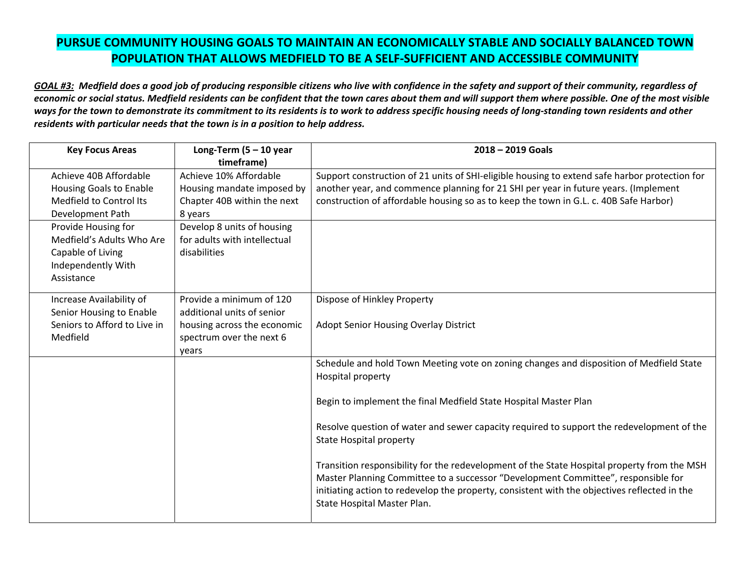# PURSUE COMMUNITY HOUSING GOALS TO MAINTAIN AN ECONOMICALLY STABLE AND SOCIALLY BALANCED TOWN POPULATION THAT ALLOWS MEDFIELD TO BE A SELF-SUFFICIENT AND ACCESSIBLE COMMUNITY

***GOAL #3:*** ***Medfield does a good job of producing responsible citizens who live with confidence in the safety and support of their community, regardless of economic or social status. Medfield residents can be confident that the town cares about them and will support them where possible. One of the most visible ways for the town to demonstrate its commitment to its residents is to work to address specific housing needs of long-standing town residents and other residents with particular needs that the town is in a position to help address.***

| Key Focus Areas | Long-Term (5 – 10 year timeframe) | 2018 – 2019 Goals |
|---|---|---|
| Achieve 40B Affordable Housing Goals to Enable Medfield to Control Its Development Path | Achieve 10% Affordable Housing mandate imposed by Chapter 40B within the next 8 years | Support construction of 21 units of SHI-eligible housing to extend safe harbor protection for another year, and commence planning for 21 SHI per year in future years. (Implement construction of affordable housing so as to keep the town in G.L. c. 40B Safe Harbor) |
| Provide Housing for Medfield's Adults Who Are Capable of Living Independently With Assistance | Develop 8 units of housing for adults with intellectual disabilities | |
| Increase Availability of Senior Housing to Enable Seniors to Afford to Live in Medfield | Provide a minimum of 120 additional units of senior housing across the economic spectrum over the next 6 years | Dispose of Hinkley Property<br><br>Adopt Senior Housing Overlay District |
| | | Schedule and hold Town Meeting vote on zoning changes and disposition of Medfield State Hospital property<br><br>Begin to implement the final Medfield State Hospital Master Plan<br><br>Resolve question of water and sewer capacity required to support the redevelopment of the State Hospital property<br><br>Transition responsibility for the redevelopment of the State Hospital property from the MSH Master Planning Committee to a successor "Development Committee", responsible for initiating action to redevelop the property, consistent with the objectives reflected in the State Hospital Master Plan. |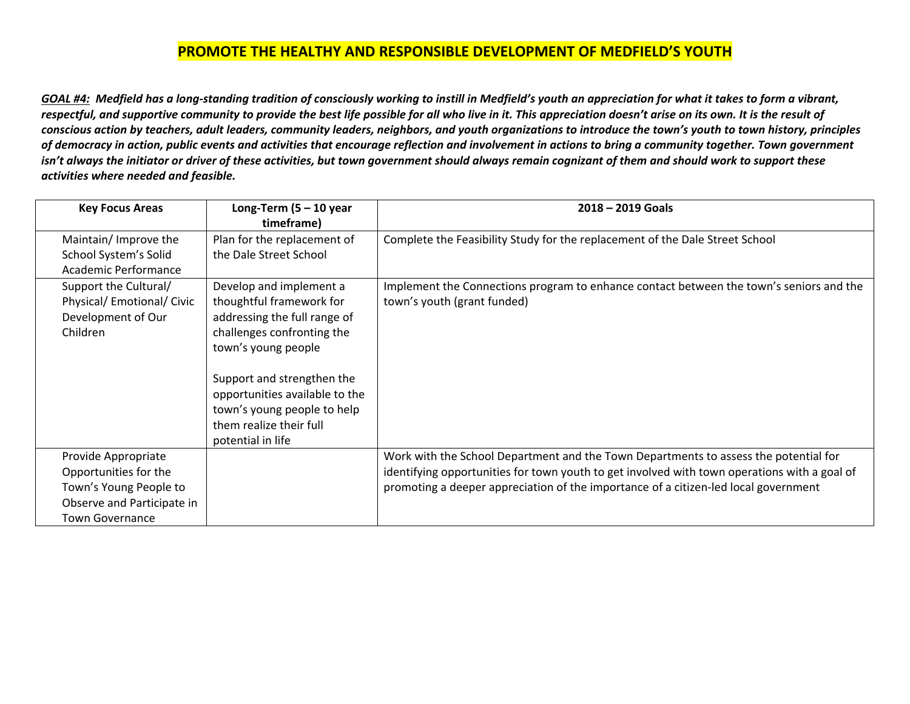# PROMOTE THE HEALTHY AND RESPONSIBLE DEVELOPMENT OF MEDFIELD'S YOUTH

***GOAL #4:** Medfield has a long-standing tradition of consciously working to instill in Medfield's youth an appreciation for what it takes to form a vibrant, respectful, and supportive community to provide the best life possible for all who live in it. This appreciation doesn't arise on its own. It is the result of conscious action by teachers, adult leaders, community leaders, neighbors, and youth organizations to introduce the town's youth to town history, principles of democracy in action, public events and activities that encourage reflection and involvement in actions to bring a community together. Town government isn't always the initiator or driver of these activities, but town government should always remain cognizant of them and should work to support these activities where needed and feasible.*

| Key Focus Areas | Long-Term (5 – 10 year timeframe) | 2018 – 2019 Goals |
|---|---|---|
| Maintain/ Improve the School System's Solid Academic Performance | Plan for the replacement of the Dale Street School | Complete the Feasibility Study for the replacement of the Dale Street School |
| Support the Cultural/ Physical/ Emotional/ Civic Development of Our Children | Develop and implement a thoughtful framework for addressing the full range of challenges confronting the town's young people<br><br>Support and strengthen the opportunities available to the town's young people to help them realize their full potential in life | Implement the Connections program to enhance contact between the town's seniors and the town's youth (grant funded) |
| Provide Appropriate Opportunities for the Town's Young People to Observe and Participate in Town Governance | | Work with the School Department and the Town Departments to assess the potential for identifying opportunities for town youth to get involved with town operations with a goal of promoting a deeper appreciation of the importance of a citizen-led local government |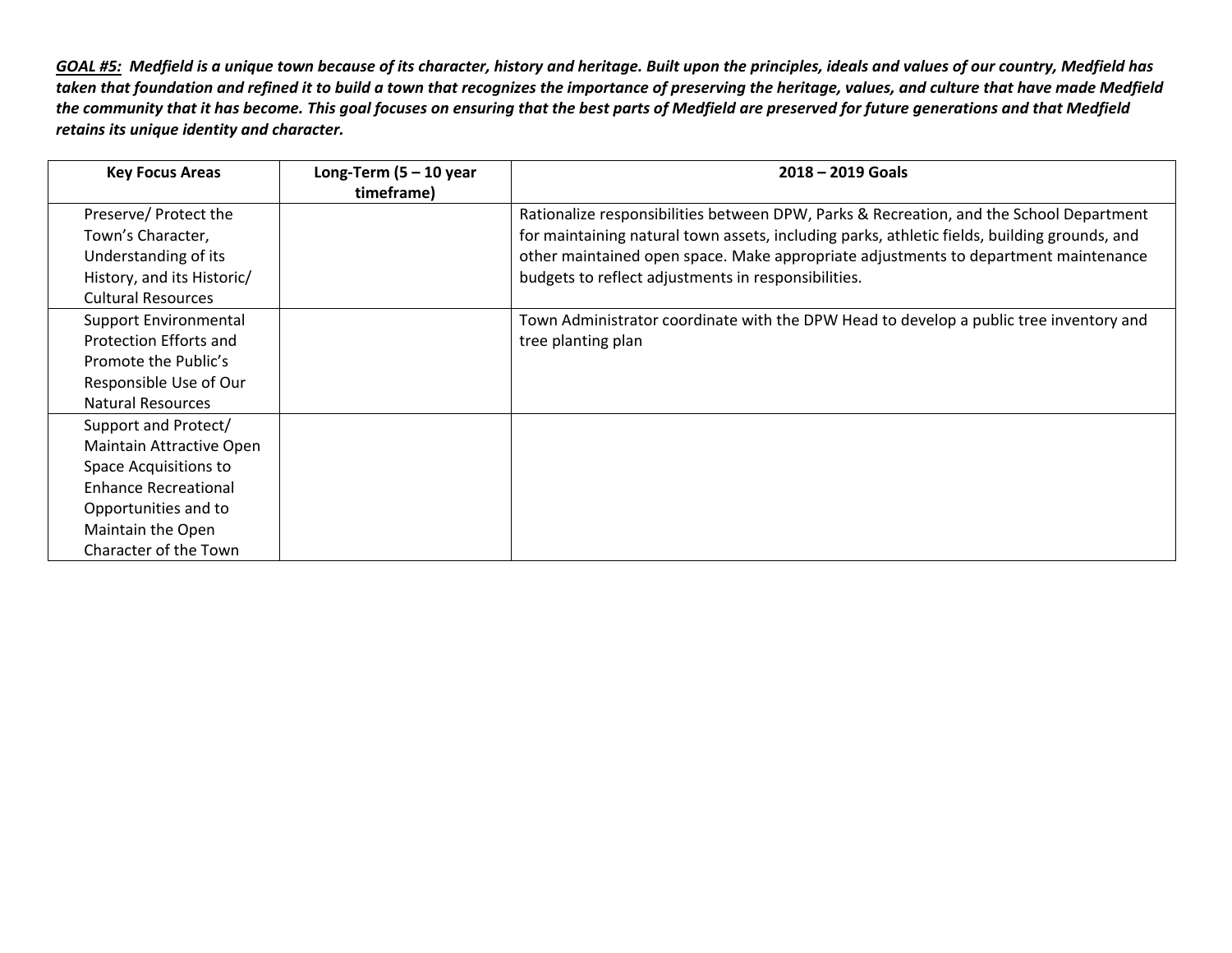***<u>GOAL #5:</u> Medfield is a unique town because of its character, history and heritage. Built upon the principles, ideals and values of our country, Medfield has taken that foundation and refined it to build a town that recognizes the importance of preserving the heritage, values, and culture that have made Medfield the community that it has become. This goal focuses on ensuring that the best parts of Medfield are preserved for future generations and that Medfield retains its unique identity and character.***

| Key Focus Areas | Long-Term (5 – 10 year timeframe) | 2018 – 2019 Goals |
|---|---|---|
| Preserve/ Protect the Town's Character, Understanding of its History, and its Historic/ Cultural Resources | | Rationalize responsibilities between DPW, Parks & Recreation, and the School Department for maintaining natural town assets, including parks, athletic fields, building grounds, and other maintained open space. Make appropriate adjustments to department maintenance budgets to reflect adjustments in responsibilities. |
| Support Environmental Protection Efforts and Promote the Public's Responsible Use of Our Natural Resources | | Town Administrator coordinate with the DPW Head to develop a public tree inventory and tree planting plan |
| Support and Protect/ Maintain Attractive Open Space Acquisitions to Enhance Recreational Opportunities and to Maintain the Open Character of the Town | | |